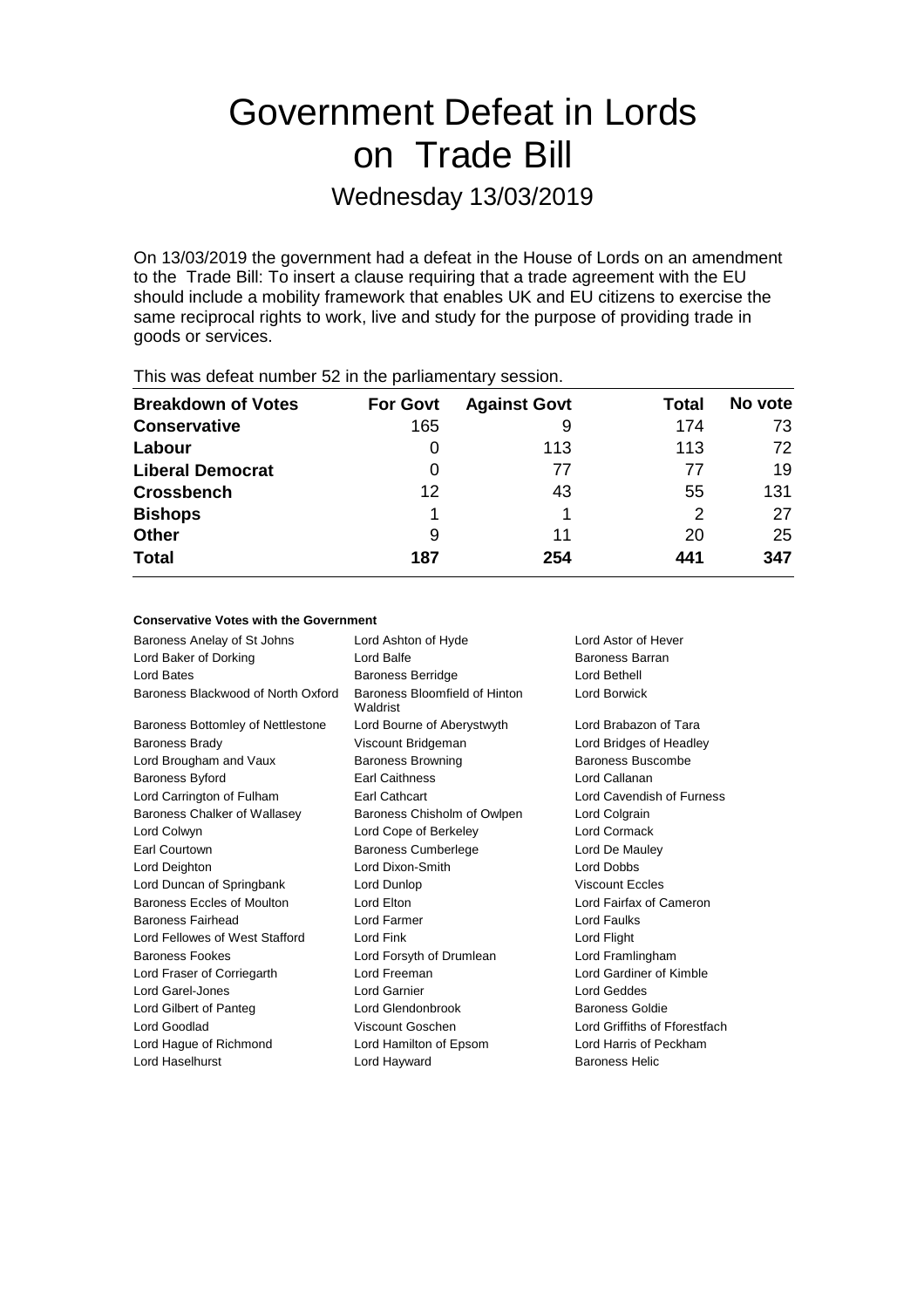# Government Defeat in Lords on Trade Bill

## Wednesday 13/03/2019

On 13/03/2019 the government had a defeat in the House of Lords on an amendment to the Trade Bill: To insert a clause requiring that a trade agreement with the EU should include a mobility framework that enables UK and EU citizens to exercise the same reciprocal rights to work, live and study for the purpose of providing trade in goods or services.

This was defeat number 52 in the parliamentary session.

| Breakdown of Votes | For Govt | Against Govt | Total | No vote |
|---|---|---|---|---|
| **Conservative** | 165 | 9 | 174 | 73 |
| **Labour** | 0 | 113 | 113 | 72 |
| **Liberal Democrat** | 0 | 77 | 77 | 19 |
| **Crossbench** | 12 | 43 | 55 | 131 |
| **Bishops** | 1 | 1 | 2 | 27 |
| **Other** | 9 | 11 | 20 | 25 |
| **Total** | **187** | **254** | **441** | **347** |

#### Conservative Votes with the Government

| | | |
|---|---|---|
| Baroness Anelay of St Johns | Lord Ashton of Hyde | Lord Astor of Hever |
| Lord Baker of Dorking | Lord Balfe | Baroness Barran |
| Lord Bates | Baroness Berridge | Lord Bethell |
| Baroness Blackwood of North Oxford | Baroness Bloomfield of Hinton Waldrist | Lord Borwick |
| Baroness Bottomley of Nettlestone | Lord Bourne of Aberystwyth | Lord Brabazon of Tara |
| Baroness Brady | Viscount Bridgeman | Lord Bridges of Headley |
| Lord Brougham and Vaux | Baroness Browning | Baroness Buscombe |
| Baroness Byford | Earl Caithness | Lord Callanan |
| Lord Carrington of Fulham | Earl Cathcart | Lord Cavendish of Furness |
| Baroness Chalker of Wallasey | Baroness Chisholm of Owlpen | Lord Colgrain |
| Lord Colwyn | Lord Cope of Berkeley | Lord Cormack |
| Earl Courtown | Baroness Cumberlege | Lord De Mauley |
| Lord Deighton | Lord Dixon-Smith | Lord Dobbs |
| Lord Duncan of Springbank | Lord Dunlop | Viscount Eccles |
| Baroness Eccles of Moulton | Lord Elton | Lord Fairfax of Cameron |
| Baroness Fairhead | Lord Farmer | Lord Faulks |
| Lord Fellowes of West Stafford | Lord Fink | Lord Flight |
| Baroness Fookes | Lord Forsyth of Drumlean | Lord Framlingham |
| Lord Fraser of Corriegarth | Lord Freeman | Lord Gardiner of Kimble |
| Lord Garel-Jones | Lord Garnier | Lord Geddes |
| Lord Gilbert of Panteg | Lord Glendonbrook | Baroness Goldie |
| Lord Goodlad | Viscount Goschen | Lord Griffiths of Fforestfach |
| Lord Hague of Richmond | Lord Hamilton of Epsom | Lord Harris of Peckham |
| Lord Haselhurst | Lord Hayward | Baroness Helic |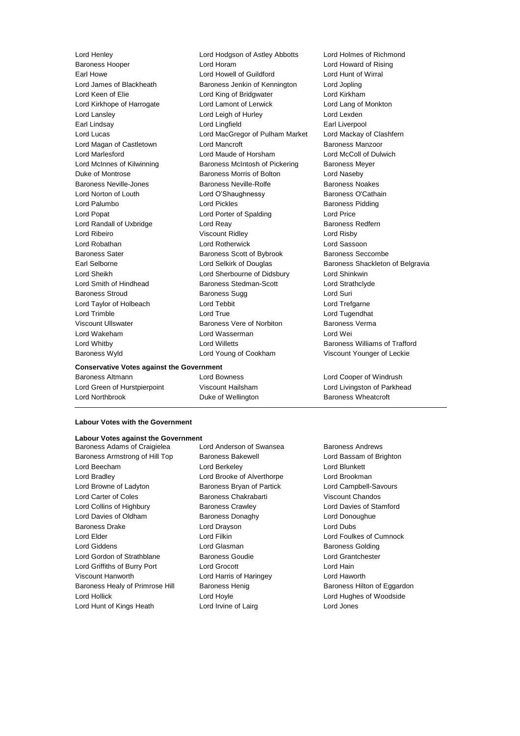Lord Henley
Lord Hodgson of Astley Abbotts
Lord Holmes of Richmond
Baroness Hooper
Lord Horam
Lord Howard of Rising
Earl Howe
Lord Howell of Guildford
Lord Hunt of Wirral
Lord James of Blackheath
Baroness Jenkin of Kennington
Lord Jopling
Lord Keen of Elie
Lord King of Bridgwater
Lord Kirkham
Lord Kirkhope of Harrogate
Lord Lamont of Lerwick
Lord Lang of Monkton
Lord Lansley
Lord Leigh of Hurley
Lord Lexden
Earl Lindsay
Lord Lingfield
Earl Liverpool
Lord Lucas
Lord MacGregor of Pulham Market
Lord Mackay of Clashfern
Lord Magan of Castletown
Lord Mancroft
Baroness Manzoor
Lord Marlesford
Lord Maude of Horsham
Lord McColl of Dulwich
Lord McInnes of Kilwinning
Baroness McIntosh of Pickering
Baroness Meyer
Duke of Montrose
Baroness Morris of Bolton
Lord Naseby
Baroness Neville-Jones
Baroness Neville-Rolfe
Baroness Noakes
Lord Norton of Louth
Lord O'Shaughnessy
Baroness O'Cathain
Lord Palumbo
Lord Pickles
Baroness Pidding
Lord Popat
Lord Porter of Spalding
Lord Price
Lord Randall of Uxbridge
Lord Reay
Baroness Redfern
Lord Ribeiro
Viscount Ridley
Lord Risby
Lord Robathan
Lord Rotherwick
Lord Sassoon
Baroness Sater
Baroness Scott of Bybrook
Baroness Seccombe
Earl Selborne
Lord Selkirk of Douglas
Baroness Shackleton of Belgravia
Lord Sheikh
Lord Sherbourne of Didsbury
Lord Shinkwin
Lord Smith of Hindhead
Baroness Stedman-Scott
Lord Strathclyde
Baroness Stroud
Baroness Sugg
Lord Suri
Lord Taylor of Holbeach
Lord Tebbit
Lord Trefgarne
Lord Trimble
Lord True
Lord Tugendhat
Viscount Ullswater
Baroness Vere of Norbiton
Baroness Verma
Lord Wakeham
Lord Wasserman
Lord Wei
Lord Whitby
Lord Willetts
Baroness Williams of Trafford
Baroness Wyld
Lord Young of Cookham
Viscount Younger of Leckie

**Conservative Votes against the Government**

Baroness Altmann
Lord Bowness
Lord Cooper of Windrush
Lord Green of Hurstpierpoint
Viscount Hailsham
Lord Livingston of Parkhead
Lord Northbrook
Duke of Wellington
Baroness Wheatcroft

---

**Labour Votes with the Government**

**Labour Votes against the Government**

Baroness Adams of Craigielea
Lord Anderson of Swansea
Baroness Andrews
Baroness Armstrong of Hill Top
Baroness Bakewell
Lord Bassam of Brighton
Lord Beecham
Lord Berkeley
Lord Blunkett
Lord Bradley
Lord Brooke of Alverthorpe
Lord Brookman
Lord Browne of Ladyton
Baroness Bryan of Partick
Lord Campbell-Savours
Lord Carter of Coles
Baroness Chakrabarti
Viscount Chandos
Lord Collins of Highbury
Baroness Crawley
Lord Davies of Stamford
Lord Davies of Oldham
Baroness Donaghy
Lord Donoughue
Baroness Drake
Lord Drayson
Lord Dubs
Lord Elder
Lord Filkin
Lord Foulkes of Cumnock
Lord Giddens
Lord Glasman
Baroness Golding
Lord Gordon of Strathblane
Baroness Goudie
Lord Grantchester
Lord Griffiths of Burry Port
Lord Grocott
Lord Hain
Viscount Hanworth
Lord Harris of Haringey
Lord Haworth
Baroness Healy of Primrose Hill
Baroness Henig
Baroness Hilton of Eggardon
Lord Hollick
Lord Hoyle
Lord Hughes of Woodside
Lord Hunt of Kings Heath
Lord Irvine of Lairg
Lord Jones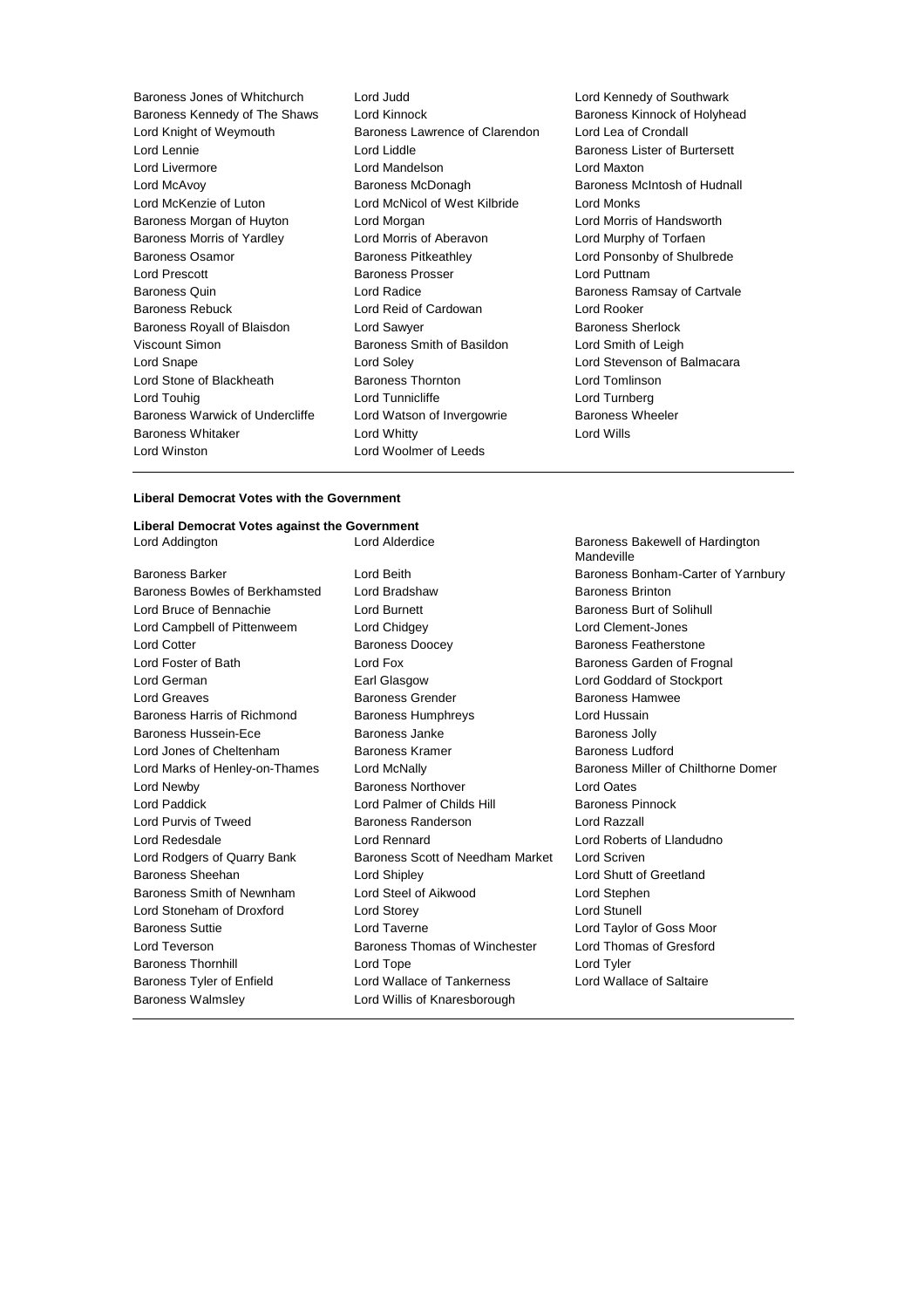Baroness Jones of Whitchurch
Lord Judd
Lord Kennedy of Southwark
Baroness Kennedy of The Shaws
Lord Kinnock
Baroness Kinnock of Holyhead
Lord Knight of Weymouth
Baroness Lawrence of Clarendon
Lord Lea of Crondall
Lord Lennie
Lord Liddle
Baroness Lister of Burtersett
Lord Livermore
Lord Mandelson
Lord Maxton
Lord McAvoy
Baroness McDonagh
Baroness McIntosh of Hudnall
Lord McKenzie of Luton
Lord McNicol of West Kilbride
Lord Monks
Baroness Morgan of Huyton
Lord Morgan
Lord Morris of Handsworth
Baroness Morris of Yardley
Lord Morris of Aberavon
Lord Murphy of Torfaen
Baroness Osamor
Baroness Pitkeathley
Lord Ponsonby of Shulbrede
Lord Prescott
Baroness Prosser
Lord Puttnam
Baroness Quin
Lord Radice
Baroness Ramsay of Cartvale
Baroness Rebuck
Lord Reid of Cardowan
Lord Rooker
Baroness Royall of Blaisdon
Lord Sawyer
Baroness Sherlock
Viscount Simon
Baroness Smith of Basildon
Lord Smith of Leigh
Lord Snape
Lord Soley
Lord Stevenson of Balmacara
Lord Stone of Blackheath
Baroness Thornton
Lord Tomlinson
Lord Touhig
Lord Tunnicliffe
Lord Turnberg
Baroness Warwick of Undercliffe
Lord Watson of Invergowrie
Baroness Wheeler
Baroness Whitaker
Lord Whitty
Lord Wills
Lord Winston
Lord Woolmer of Leeds

---

**Liberal Democrat Votes with the Government**

**Liberal Democrat Votes against the Government**

Lord Addington
Lord Alderdice
Baroness Bakewell of Hardington Mandeville
Baroness Barker
Lord Beith
Baroness Bonham-Carter of Yarnbury
Baroness Bowles of Berkhamsted
Lord Bradshaw
Baroness Brinton
Lord Bruce of Bennachie
Lord Burnett
Baroness Burt of Solihull
Lord Campbell of Pittenweem
Lord Chidgey
Lord Clement-Jones
Lord Cotter
Baroness Doocey
Baroness Featherstone
Lord Foster of Bath
Lord Fox
Baroness Garden of Frognal
Lord German
Earl Glasgow
Lord Goddard of Stockport
Lord Greaves
Baroness Grender
Baroness Hamwee
Baroness Harris of Richmond
Baroness Humphreys
Lord Hussain
Baroness Hussein-Ece
Baroness Janke
Baroness Jolly
Lord Jones of Cheltenham
Baroness Kramer
Baroness Ludford
Lord Marks of Henley-on-Thames
Lord McNally
Baroness Miller of Chilthorne Domer
Lord Newby
Baroness Northover
Lord Oates
Lord Paddick
Lord Palmer of Childs Hill
Baroness Pinnock
Lord Purvis of Tweed
Baroness Randerson
Lord Razzall
Lord Redesdale
Lord Rennard
Lord Roberts of Llandudno
Lord Rodgers of Quarry Bank
Baroness Scott of Needham Market
Lord Scriven
Baroness Sheehan
Lord Shipley
Lord Shutt of Greetland
Baroness Smith of Newnham
Lord Steel of Aikwood
Lord Stephen
Lord Stoneham of Droxford
Lord Storey
Lord Stunell
Baroness Suttie
Lord Taverne
Lord Taylor of Goss Moor
Lord Teverson
Baroness Thomas of Winchester
Lord Thomas of Gresford
Baroness Thornhill
Lord Tope
Lord Tyler
Baroness Tyler of Enfield
Lord Wallace of Tankerness
Lord Wallace of Saltaire
Baroness Walmsley
Lord Willis of Knaresborough

---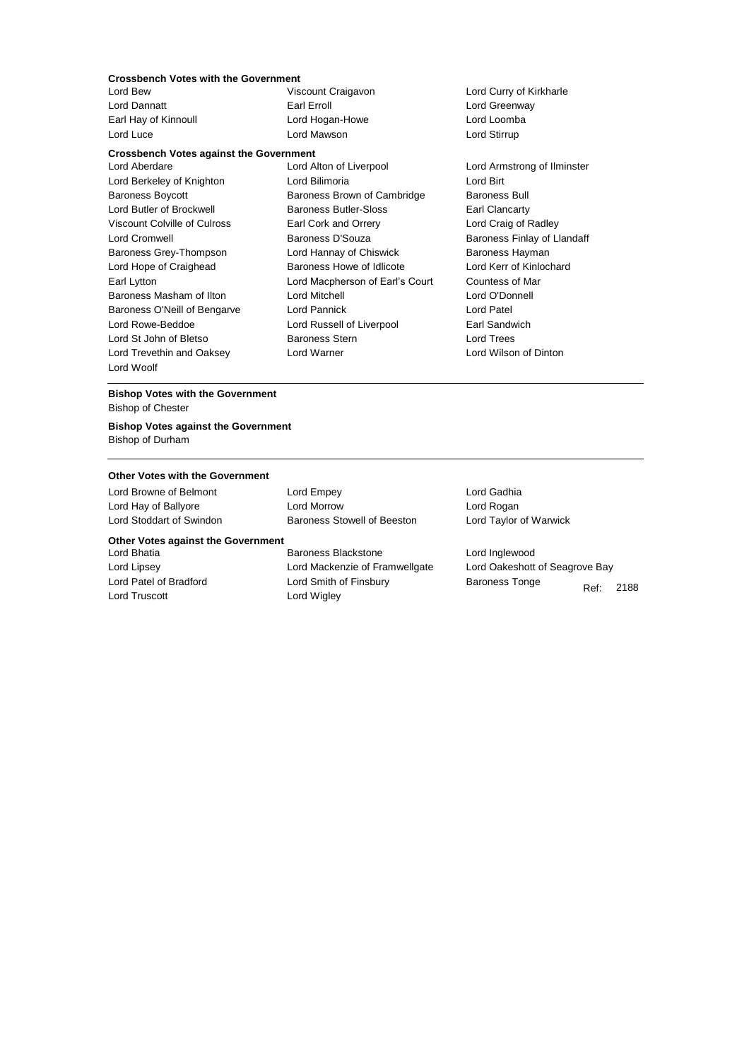**Crossbench Votes with the Government**

Lord Bew, Viscount Craigavon, Lord Curry of Kirkharle, Lord Dannatt, Earl Erroll, Lord Greenway, Earl Hay of Kinnoull, Lord Hogan-Howe, Lord Loomba, Lord Luce, Lord Mawson, Lord Stirrup

**Crossbench Votes against the Government**

Lord Aberdare, Lord Alton of Liverpool, Lord Armstrong of Ilminster, Lord Berkeley of Knighton, Lord Bilimoria, Lord Birt, Baroness Boycott, Baroness Brown of Cambridge, Baroness Bull, Lord Butler of Brockwell, Baroness Butler-Sloss, Earl Clancarty, Viscount Colville of Culross, Earl Cork and Orrery, Lord Craig of Radley, Lord Cromwell, Baroness D'Souza, Baroness Finlay of Llandaff, Baroness Grey-Thompson, Lord Hannay of Chiswick, Baroness Hayman, Lord Hope of Craighead, Baroness Howe of Idlicote, Lord Kerr of Kinlochard, Earl Lytton, Lord Macpherson of Earl's Court, Countess of Mar, Baroness Masham of Ilton, Lord Mitchell, Lord O'Donnell, Baroness O'Neill of Bengarve, Lord Pannick, Lord Patel, Lord Rowe-Beddoe, Lord Russell of Liverpool, Earl Sandwich, Lord St John of Bletso, Baroness Stern, Lord Trees, Lord Trevethin and Oaksey, Lord Warner, Lord Wilson of Dinton, Lord Woolf

---

**Bishop Votes with the Government**

Bishop of Chester

**Bishop Votes against the Government**

Bishop of Durham

---

**Other Votes with the Government**

Lord Browne of Belmont, Lord Empey, Lord Gadhia, Lord Hay of Ballyore, Lord Morrow, Lord Rogan, Lord Stoddart of Swindon, Baroness Stowell of Beeston, Lord Taylor of Warwick

**Other Votes against the Government**

Lord Bhatia, Baroness Blackstone, Lord Inglewood, Lord Lipsey, Lord Mackenzie of Framwellgate, Lord Oakeshott of Seagrove Bay, Lord Patel of Bradford, Lord Smith of Finsbury, Baroness Tonge, Lord Truscott, Lord Wigley

Ref: 2188